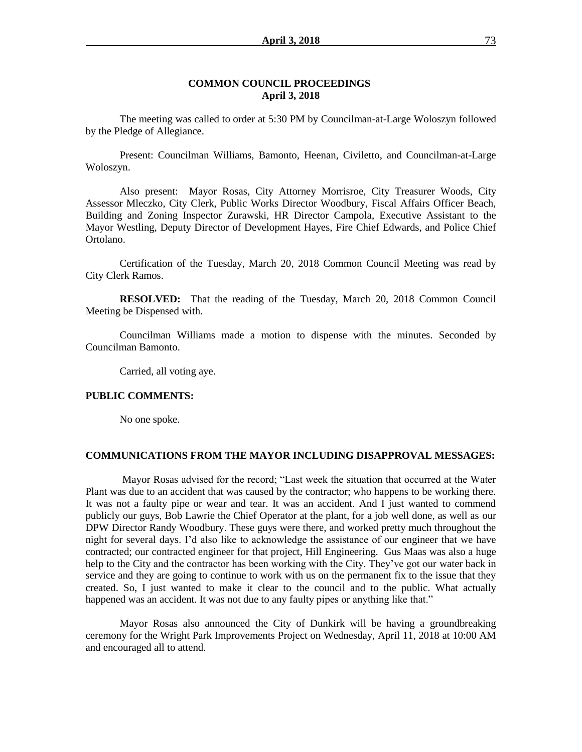## COMMON COUNCIL PROCEEDINGS
## April 3, 2018

The meeting was called to order at 5:30 PM by Councilman-at-Large Woloszyn followed by the Pledge of Allegiance.

Present: Councilman Williams, Bamonto, Heenan, Civiletto, and Councilman-at-Large Woloszyn.

Also present: Mayor Rosas, City Attorney Morrisroe, City Treasurer Woods, City Assessor Mleczko, City Clerk, Public Works Director Woodbury, Fiscal Affairs Officer Beach, Building and Zoning Inspector Zurawski, HR Director Campola, Executive Assistant to the Mayor Westling, Deputy Director of Development Hayes, Fire Chief Edwards, and Police Chief Ortolano.

Certification of the Tuesday, March 20, 2018 Common Council Meeting was read by City Clerk Ramos.

**RESOLVED:** That the reading of the Tuesday, March 20, 2018 Common Council Meeting be Dispensed with.

Councilman Williams made a motion to dispense with the minutes. Seconded by Councilman Bamonto.

Carried, all voting aye.

**PUBLIC COMMENTS:**

No one spoke.

**COMMUNICATIONS FROM THE MAYOR INCLUDING DISAPPROVAL MESSAGES:**

Mayor Rosas advised for the record; "Last week the situation that occurred at the Water Plant was due to an accident that was caused by the contractor; who happens to be working there. It was not a faulty pipe or wear and tear. It was an accident. And I just wanted to commend publicly our guys, Bob Lawrie the Chief Operator at the plant, for a job well done, as well as our DPW Director Randy Woodbury. These guys were there, and worked pretty much throughout the night for several days. I'd also like to acknowledge the assistance of our engineer that we have contracted; our contracted engineer for that project, Hill Engineering. Gus Maas was also a huge help to the City and the contractor has been working with the City. They've got our water back in service and they are going to continue to work with us on the permanent fix to the issue that they created. So, I just wanted to make it clear to the council and to the public. What actually happened was an accident. It was not due to any faulty pipes or anything like that."

Mayor Rosas also announced the City of Dunkirk will be having a groundbreaking ceremony for the Wright Park Improvements Project on Wednesday, April 11, 2018 at 10:00 AM and encouraged all to attend.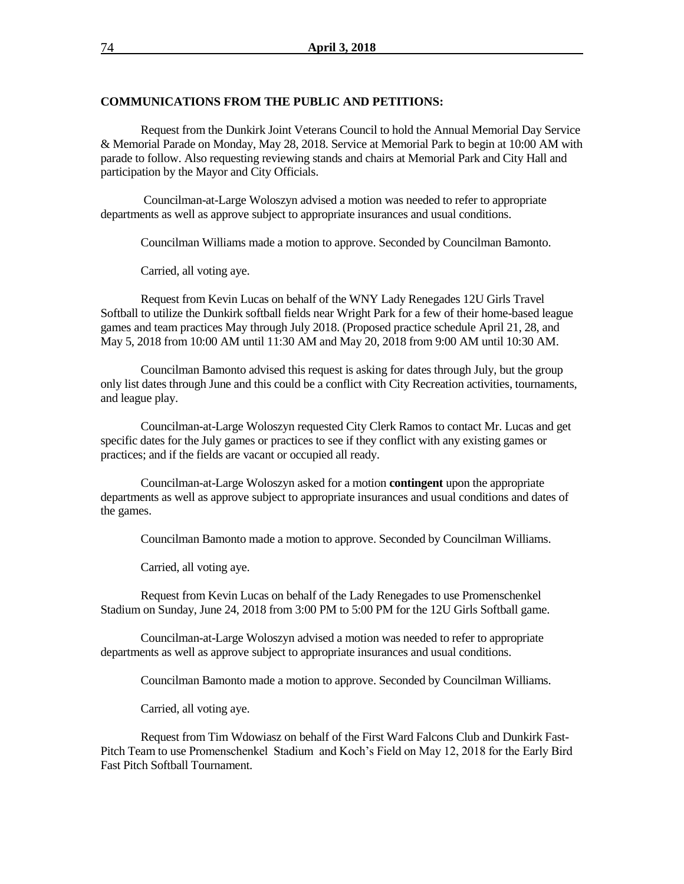**COMMUNICATIONS FROM THE PUBLIC AND PETITIONS:**

Request from the Dunkirk Joint Veterans Council to hold the Annual Memorial Day Service & Memorial Parade on Monday, May 28, 2018. Service at Memorial Park to begin at 10:00 AM with parade to follow. Also requesting reviewing stands and chairs at Memorial Park and City Hall and participation by the Mayor and City Officials.

Councilman-at-Large Woloszyn advised a motion was needed to refer to appropriate departments as well as approve subject to appropriate insurances and usual conditions.

Councilman Williams made a motion to approve. Seconded by Councilman Bamonto.

Carried, all voting aye.

Request from Kevin Lucas on behalf of the WNY Lady Renegades 12U Girls Travel Softball to utilize the Dunkirk softball fields near Wright Park for a few of their home-based league games and team practices May through July 2018. (Proposed practice schedule April 21, 28, and May 5, 2018 from 10:00 AM until 11:30 AM and May 20, 2018 from 9:00 AM until 10:30 AM.

Councilman Bamonto advised this request is asking for dates through July, but the group only list dates through June and this could be a conflict with City Recreation activities, tournaments, and league play.

Councilman-at-Large Woloszyn requested City Clerk Ramos to contact Mr. Lucas and get specific dates for the July games or practices to see if they conflict with any existing games or practices; and if the fields are vacant or occupied all ready.

Councilman-at-Large Woloszyn asked for a motion **contingent** upon the appropriate departments as well as approve subject to appropriate insurances and usual conditions and dates of the games.

Councilman Bamonto made a motion to approve. Seconded by Councilman Williams.

Carried, all voting aye.

Request from Kevin Lucas on behalf of the Lady Renegades to use Promenschenkel Stadium on Sunday, June 24, 2018 from 3:00 PM to 5:00 PM for the 12U Girls Softball game.

Councilman-at-Large Woloszyn advised a motion was needed to refer to appropriate departments as well as approve subject to appropriate insurances and usual conditions.

Councilman Bamonto made a motion to approve. Seconded by Councilman Williams.

Carried, all voting aye.

Request from Tim Wdowiasz on behalf of the First Ward Falcons Club and Dunkirk Fast-Pitch Team to use Promenschenkel Stadium and Koch's Field on May 12, 2018 for the Early Bird Fast Pitch Softball Tournament.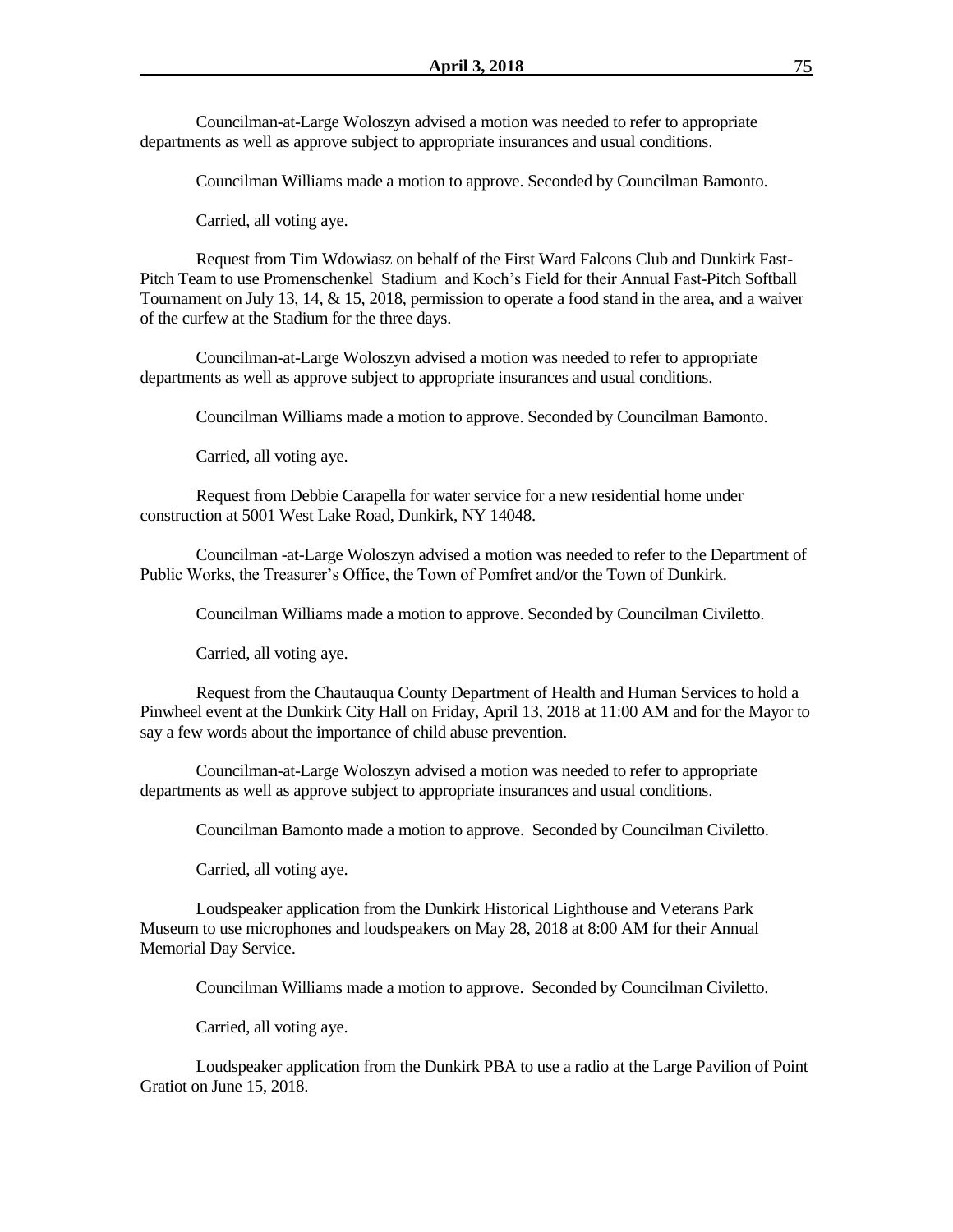Councilman-at-Large Woloszyn advised a motion was needed to refer to appropriate departments as well as approve subject to appropriate insurances and usual conditions.

Councilman Williams made a motion to approve. Seconded by Councilman Bamonto.

Carried, all voting aye.

Request from Tim Wdowiasz on behalf of the First Ward Falcons Club and Dunkirk Fast-Pitch Team to use Promenschenkel Stadium and Koch's Field for their Annual Fast-Pitch Softball Tournament on July 13, 14, & 15, 2018, permission to operate a food stand in the area, and a waiver of the curfew at the Stadium for the three days.

Councilman-at-Large Woloszyn advised a motion was needed to refer to appropriate departments as well as approve subject to appropriate insurances and usual conditions.

Councilman Williams made a motion to approve. Seconded by Councilman Bamonto.

Carried, all voting aye.

Request from Debbie Carapella for water service for a new residential home under construction at 5001 West Lake Road, Dunkirk, NY 14048.

Councilman -at-Large Woloszyn advised a motion was needed to refer to the Department of Public Works, the Treasurer's Office, the Town of Pomfret and/or the Town of Dunkirk.

Councilman Williams made a motion to approve. Seconded by Councilman Civiletto.

Carried, all voting aye.

Request from the Chautauqua County Department of Health and Human Services to hold a Pinwheel event at the Dunkirk City Hall on Friday, April 13, 2018 at 11:00 AM and for the Mayor to say a few words about the importance of child abuse prevention.

Councilman-at-Large Woloszyn advised a motion was needed to refer to appropriate departments as well as approve subject to appropriate insurances and usual conditions.

Councilman Bamonto made a motion to approve. Seconded by Councilman Civiletto.

Carried, all voting aye.

Loudspeaker application from the Dunkirk Historical Lighthouse and Veterans Park Museum to use microphones and loudspeakers on May 28, 2018 at 8:00 AM for their Annual Memorial Day Service.

Councilman Williams made a motion to approve. Seconded by Councilman Civiletto.

Carried, all voting aye.

Loudspeaker application from the Dunkirk PBA to use a radio at the Large Pavilion of Point Gratiot on June 15, 2018.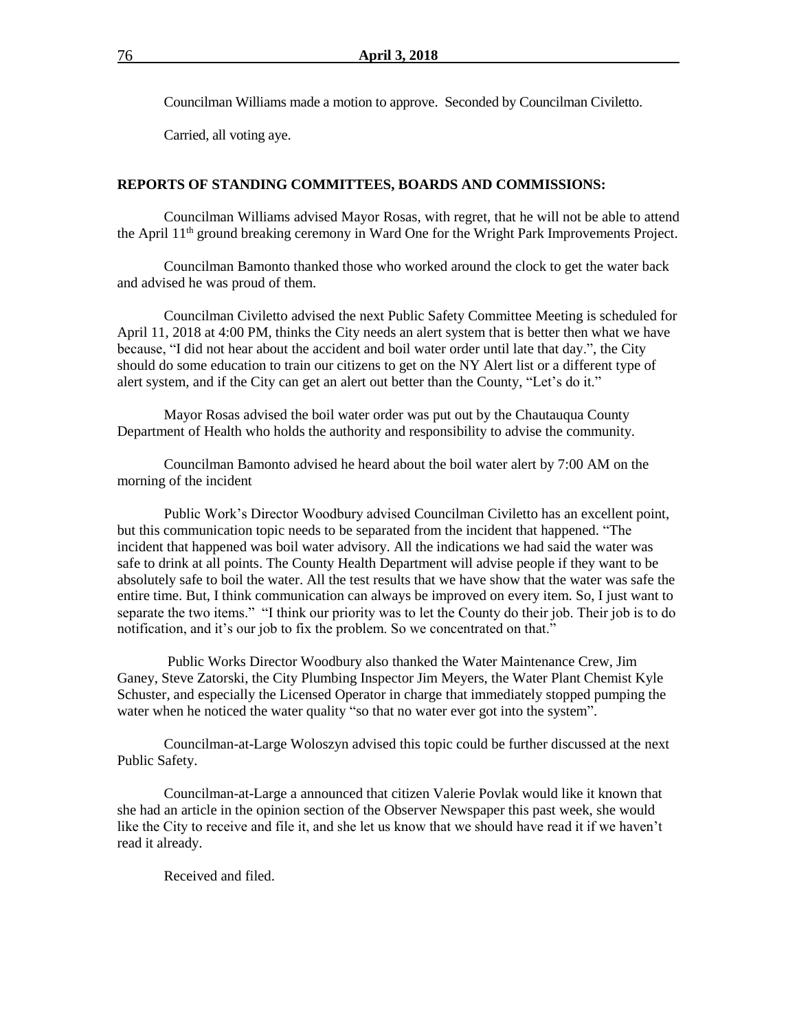Councilman Williams made a motion to approve. Seconded by Councilman Civiletto.

Carried, all voting aye.

**REPORTS OF STANDING COMMITTEES, BOARDS AND COMMISSIONS:**

Councilman Williams advised Mayor Rosas, with regret, that he will not be able to attend the April 11th ground breaking ceremony in Ward One for the Wright Park Improvements Project.

Councilman Bamonto thanked those who worked around the clock to get the water back and advised he was proud of them.

Councilman Civiletto advised the next Public Safety Committee Meeting is scheduled for April 11, 2018 at 4:00 PM, thinks the City needs an alert system that is better then what we have because, "I did not hear about the accident and boil water order until late that day.", the City should do some education to train our citizens to get on the NY Alert list or a different type of alert system, and if the City can get an alert out better than the County, "Let's do it."

Mayor Rosas advised the boil water order was put out by the Chautauqua County Department of Health who holds the authority and responsibility to advise the community.

Councilman Bamonto advised he heard about the boil water alert by 7:00 AM on the morning of the incident

Public Work's Director Woodbury advised Councilman Civiletto has an excellent point, but this communication topic needs to be separated from the incident that happened. "The incident that happened was boil water advisory. All the indications we had said the water was safe to drink at all points. The County Health Department will advise people if they want to be absolutely safe to boil the water. All the test results that we have show that the water was safe the entire time. But, I think communication can always be improved on every item. So, I just want to separate the two items." "I think our priority was to let the County do their job. Their job is to do notification, and it's our job to fix the problem. So we concentrated on that."

Public Works Director Woodbury also thanked the Water Maintenance Crew, Jim Ganey, Steve Zatorski, the City Plumbing Inspector Jim Meyers, the Water Plant Chemist Kyle Schuster, and especially the Licensed Operator in charge that immediately stopped pumping the water when he noticed the water quality "so that no water ever got into the system".

Councilman-at-Large Woloszyn advised this topic could be further discussed at the next Public Safety.

Councilman-at-Large a announced that citizen Valerie Povlak would like it known that she had an article in the opinion section of the Observer Newspaper this past week, she would like the City to receive and file it, and she let us know that we should have read it if we haven't read it already.

Received and filed.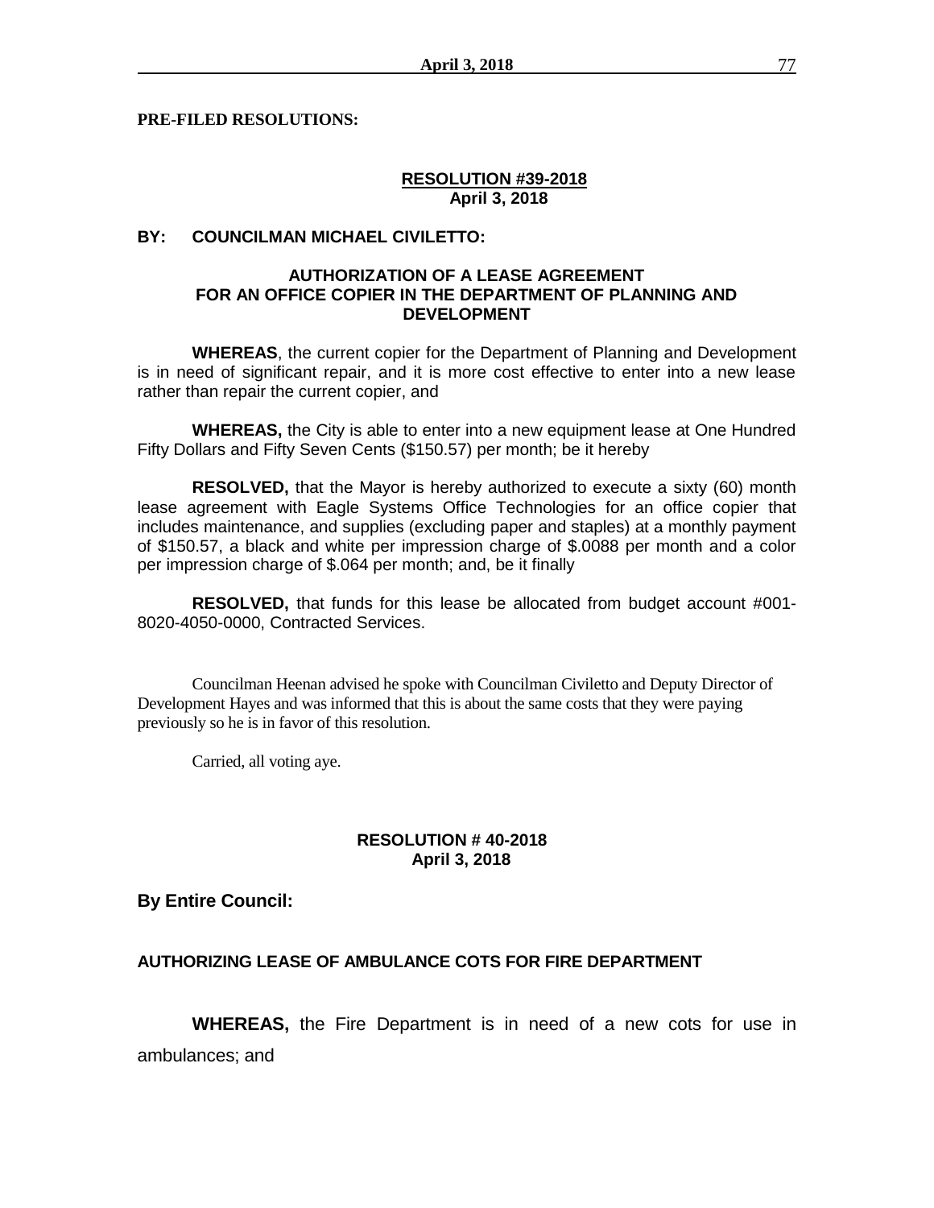**PRE-FILED RESOLUTIONS:**

**RESOLUTION #39-2018**
**April 3, 2018**

**BY: COUNCILMAN MICHAEL CIVILETTO:**

**AUTHORIZATION OF A LEASE AGREEMENT FOR AN OFFICE COPIER IN THE DEPARTMENT OF PLANNING AND DEVELOPMENT**

**WHEREAS**, the current copier for the Department of Planning and Development is in need of significant repair, and it is more cost effective to enter into a new lease rather than repair the current copier, and

**WHEREAS,** the City is able to enter into a new equipment lease at One Hundred Fifty Dollars and Fifty Seven Cents ($150.57) per month; be it hereby

**RESOLVED,** that the Mayor is hereby authorized to execute a sixty (60) month lease agreement with Eagle Systems Office Technologies for an office copier that includes maintenance, and supplies (excluding paper and staples) at a monthly payment of $150.57, a black and white per impression charge of $.0088 per month and a color per impression charge of $.064 per month; and, be it finally

**RESOLVED,** that funds for this lease be allocated from budget account #001-8020-4050-0000, Contracted Services.

Councilman Heenan advised he spoke with Councilman Civiletto and Deputy Director of Development Hayes and was informed that this is about the same costs that they were paying previously so he is in favor of this resolution.

Carried, all voting aye.

**RESOLUTION # 40-2018**
**April 3, 2018**

**By Entire Council:**

**AUTHORIZING LEASE OF AMBULANCE COTS FOR FIRE DEPARTMENT**

**WHEREAS,** the Fire Department is in need of a new cots for use in ambulances; and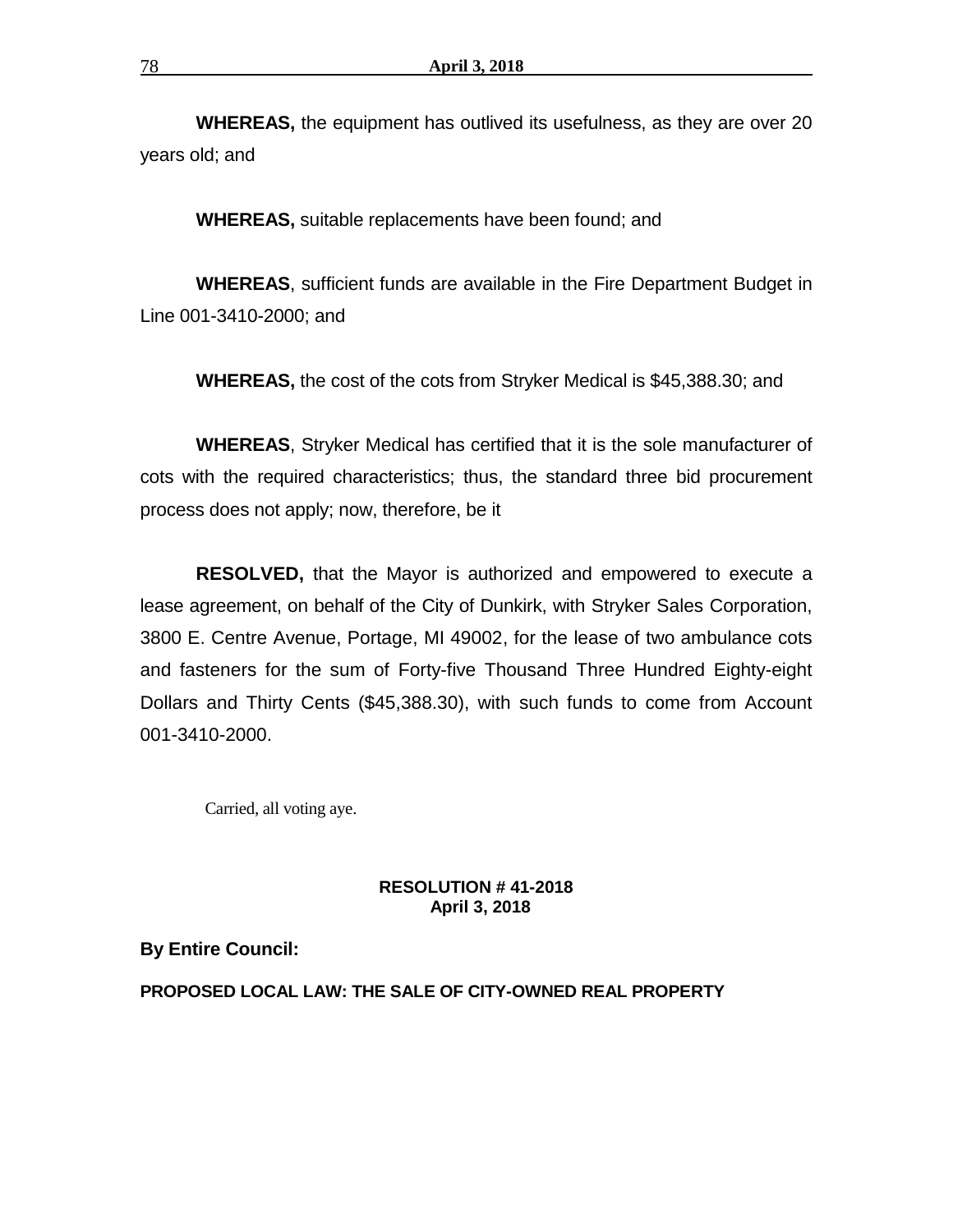**WHEREAS,** the equipment has outlived its usefulness, as they are over 20 years old; and

**WHEREAS,** suitable replacements have been found; and

**WHEREAS**, sufficient funds are available in the Fire Department Budget in Line 001-3410-2000; and

**WHEREAS,** the cost of the cots from Stryker Medical is $45,388.30; and

**WHEREAS**, Stryker Medical has certified that it is the sole manufacturer of cots with the required characteristics; thus, the standard three bid procurement process does not apply; now, therefore, be it

**RESOLVED,** that the Mayor is authorized and empowered to execute a lease agreement, on behalf of the City of Dunkirk, with Stryker Sales Corporation, 3800 E. Centre Avenue, Portage, MI 49002, for the lease of two ambulance cots and fasteners for the sum of Forty-five Thousand Three Hundred Eighty-eight Dollars and Thirty Cents ($45,388.30), with such funds to come from Account 001-3410-2000.

Carried, all voting aye.

**RESOLUTION # 41-2018**
**April 3, 2018**

**By Entire Council:**

**PROPOSED LOCAL LAW: THE SALE OF CITY-OWNED REAL PROPERTY**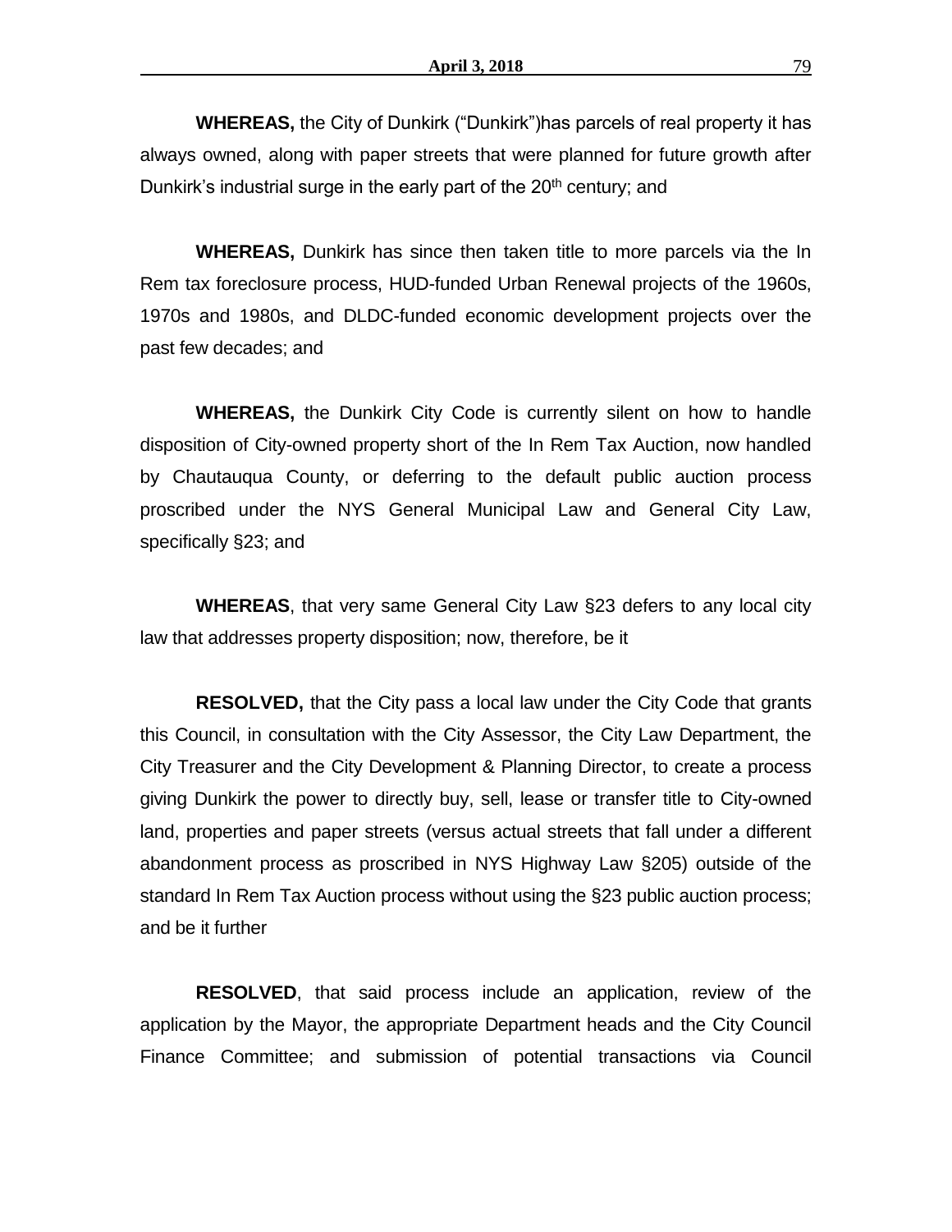**WHEREAS,** the City of Dunkirk ("Dunkirk")has parcels of real property it has always owned, along with paper streets that were planned for future growth after Dunkirk's industrial surge in the early part of the 20th century; and

**WHEREAS,** Dunkirk has since then taken title to more parcels via the In Rem tax foreclosure process, HUD-funded Urban Renewal projects of the 1960s, 1970s and 1980s, and DLDC-funded economic development projects over the past few decades; and

**WHEREAS,** the Dunkirk City Code is currently silent on how to handle disposition of City-owned property short of the In Rem Tax Auction, now handled by Chautauqua County, or deferring to the default public auction process proscribed under the NYS General Municipal Law and General City Law, specifically §23; and

**WHEREAS**, that very same General City Law §23 defers to any local city law that addresses property disposition; now, therefore, be it

**RESOLVED,** that the City pass a local law under the City Code that grants this Council, in consultation with the City Assessor, the City Law Department, the City Treasurer and the City Development & Planning Director, to create a process giving Dunkirk the power to directly buy, sell, lease or transfer title to City-owned land, properties and paper streets (versus actual streets that fall under a different abandonment process as proscribed in NYS Highway Law §205) outside of the standard In Rem Tax Auction process without using the §23 public auction process; and be it further

**RESOLVED**, that said process include an application, review of the application by the Mayor, the appropriate Department heads and the City Council Finance Committee; and submission of potential transactions via Council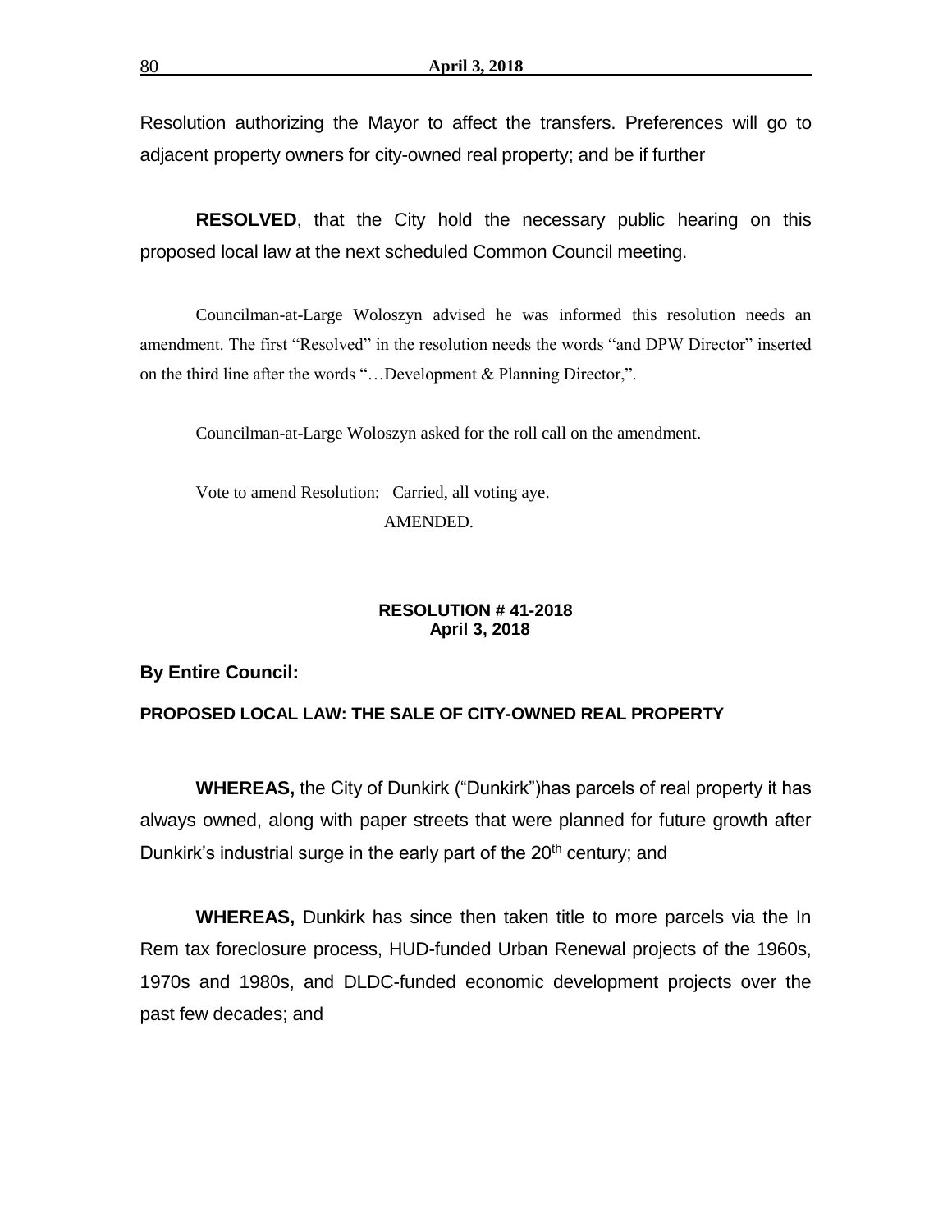Resolution authorizing the Mayor to affect the transfers. Preferences will go to adjacent property owners for city-owned real property; and be if further

**RESOLVED**, that the City hold the necessary public hearing on this proposed local law at the next scheduled Common Council meeting.

Councilman-at-Large Woloszyn advised he was informed this resolution needs an amendment. The first "Resolved" in the resolution needs the words "and DPW Director" inserted on the third line after the words "…Development & Planning Director,".

Councilman-at-Large Woloszyn asked for the roll call on the amendment.

Vote to amend Resolution: Carried, all voting aye.
AMENDED.

**RESOLUTION # 41-2018**
**April 3, 2018**

**By Entire Council:**

**PROPOSED LOCAL LAW: THE SALE OF CITY-OWNED REAL PROPERTY**

**WHEREAS,** the City of Dunkirk ("Dunkirk")has parcels of real property it has always owned, along with paper streets that were planned for future growth after Dunkirk's industrial surge in the early part of the 20th century; and

**WHEREAS,** Dunkirk has since then taken title to more parcels via the In Rem tax foreclosure process, HUD-funded Urban Renewal projects of the 1960s, 1970s and 1980s, and DLDC-funded economic development projects over the past few decades; and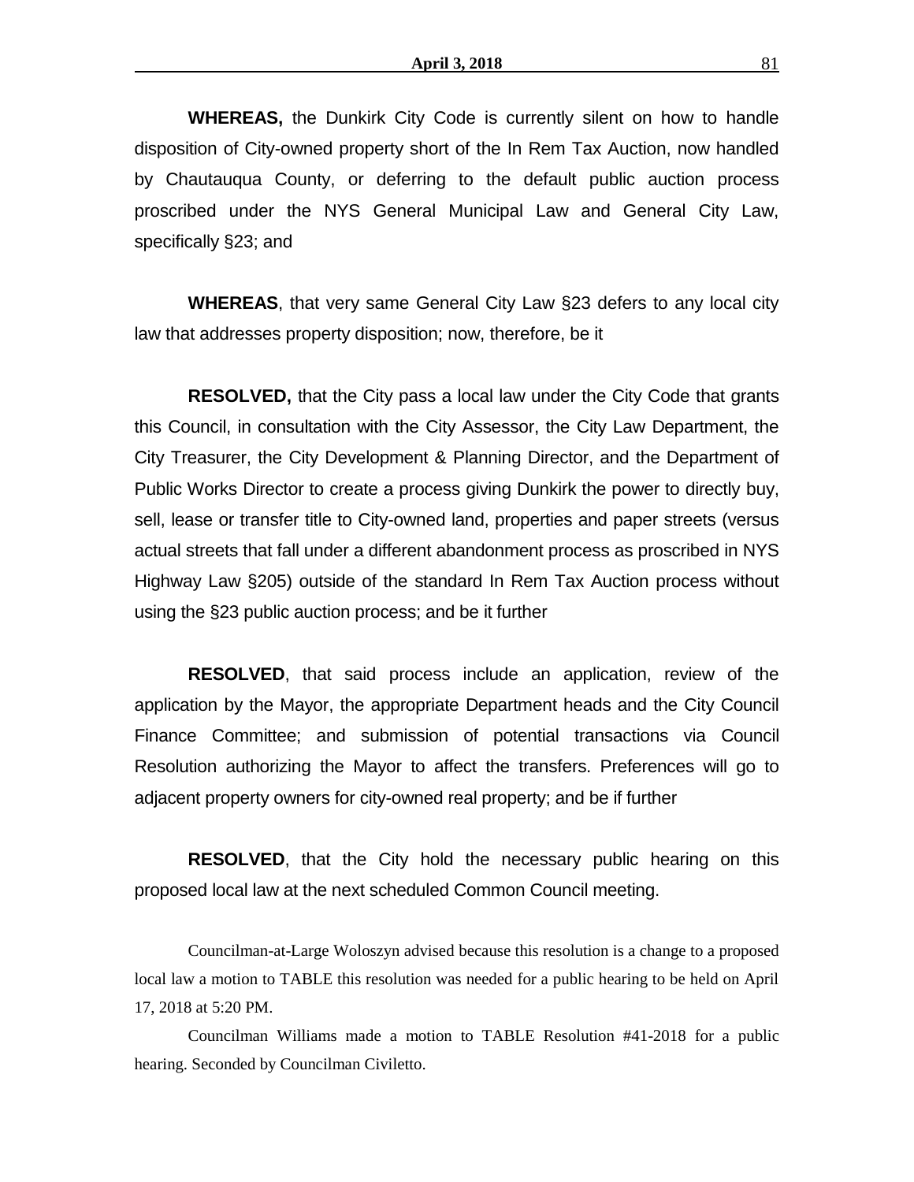**WHEREAS,** the Dunkirk City Code is currently silent on how to handle disposition of City-owned property short of the In Rem Tax Auction, now handled by Chautauqua County, or deferring to the default public auction process proscribed under the NYS General Municipal Law and General City Law, specifically §23; and

**WHEREAS**, that very same General City Law §23 defers to any local city law that addresses property disposition; now, therefore, be it

**RESOLVED,** that the City pass a local law under the City Code that grants this Council, in consultation with the City Assessor, the City Law Department, the City Treasurer, the City Development & Planning Director, and the Department of Public Works Director to create a process giving Dunkirk the power to directly buy, sell, lease or transfer title to City-owned land, properties and paper streets (versus actual streets that fall under a different abandonment process as proscribed in NYS Highway Law §205) outside of the standard In Rem Tax Auction process without using the §23 public auction process; and be it further

**RESOLVED**, that said process include an application, review of the application by the Mayor, the appropriate Department heads and the City Council Finance Committee; and submission of potential transactions via Council Resolution authorizing the Mayor to affect the transfers. Preferences will go to adjacent property owners for city-owned real property; and be if further

**RESOLVED**, that the City hold the necessary public hearing on this proposed local law at the next scheduled Common Council meeting.

Councilman-at-Large Woloszyn advised because this resolution is a change to a proposed local law a motion to TABLE this resolution was needed for a public hearing to be held on April 17, 2018 at 5:20 PM.

Councilman Williams made a motion to TABLE Resolution #41-2018 for a public hearing. Seconded by Councilman Civiletto.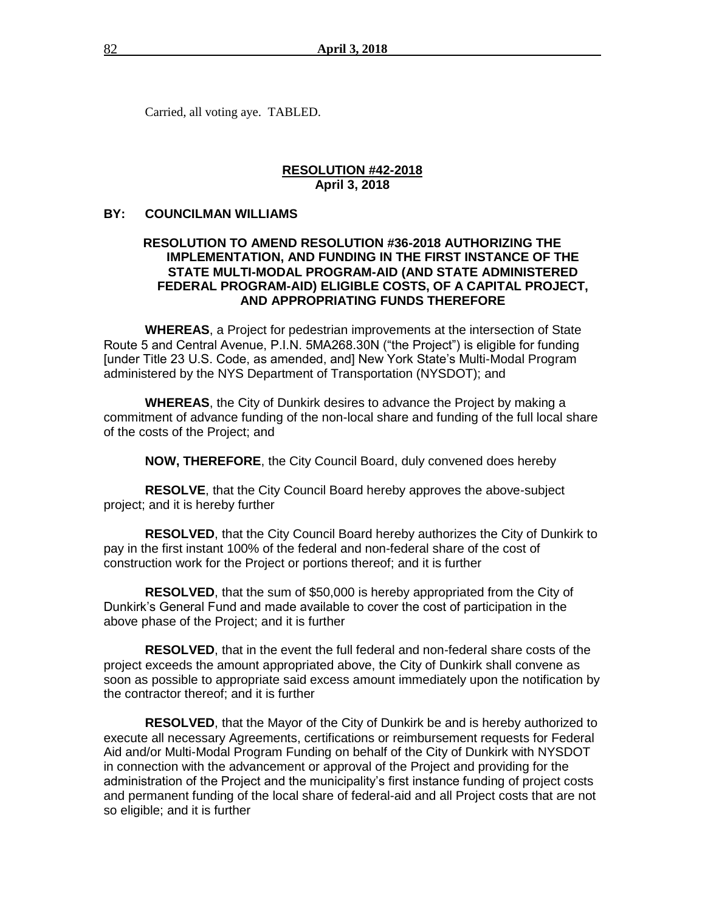Carried, all voting aye. TABLED.

**RESOLUTION #42-2018**
**April 3, 2018**

**BY: COUNCILMAN WILLIAMS**

**RESOLUTION TO AMEND RESOLUTION #36-2018 AUTHORIZING THE IMPLEMENTATION, AND FUNDING IN THE FIRST INSTANCE OF THE STATE MULTI-MODAL PROGRAM-AID (AND STATE ADMINISTERED FEDERAL PROGRAM-AID) ELIGIBLE COSTS, OF A CAPITAL PROJECT, AND APPROPRIATING FUNDS THEREFORE**

**WHEREAS**, a Project for pedestrian improvements at the intersection of State Route 5 and Central Avenue, P.I.N. 5MA268.30N ("the Project") is eligible for funding [under Title 23 U.S. Code, as amended, and] New York State's Multi-Modal Program administered by the NYS Department of Transportation (NYSDOT); and

**WHEREAS**, the City of Dunkirk desires to advance the Project by making a commitment of advance funding of the non-local share and funding of the full local share of the costs of the Project; and

**NOW, THEREFORE**, the City Council Board, duly convened does hereby

**RESOLVE**, that the City Council Board hereby approves the above-subject project; and it is hereby further

**RESOLVED**, that the City Council Board hereby authorizes the City of Dunkirk to pay in the first instant 100% of the federal and non-federal share of the cost of construction work for the Project or portions thereof; and it is further

**RESOLVED**, that the sum of $50,000 is hereby appropriated from the City of Dunkirk's General Fund and made available to cover the cost of participation in the above phase of the Project; and it is further

**RESOLVED**, that in the event the full federal and non-federal share costs of the project exceeds the amount appropriated above, the City of Dunkirk shall convene as soon as possible to appropriate said excess amount immediately upon the notification by the contractor thereof; and it is further

**RESOLVED**, that the Mayor of the City of Dunkirk be and is hereby authorized to execute all necessary Agreements, certifications or reimbursement requests for Federal Aid and/or Multi-Modal Program Funding on behalf of the City of Dunkirk with NYSDOT in connection with the advancement or approval of the Project and providing for the administration of the Project and the municipality's first instance funding of project costs and permanent funding of the local share of federal-aid and all Project costs that are not so eligible; and it is further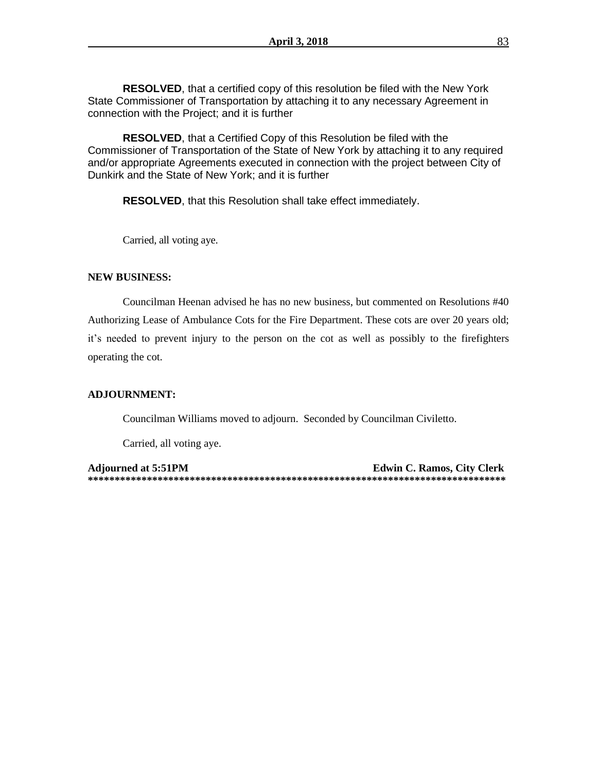**RESOLVED**, that a certified copy of this resolution be filed with the New York State Commissioner of Transportation by attaching it to any necessary Agreement in connection with the Project; and it is further

**RESOLVED**, that a Certified Copy of this Resolution be filed with the Commissioner of Transportation of the State of New York by attaching it to any required and/or appropriate Agreements executed in connection with the project between City of Dunkirk and the State of New York; and it is further

**RESOLVED**, that this Resolution shall take effect immediately.

Carried, all voting aye.

**NEW BUSINESS:**

Councilman Heenan advised he has no new business, but commented on Resolutions #40 Authorizing Lease of Ambulance Cots for the Fire Department. These cots are over 20 years old; it's needed to prevent injury to the person on the cot as well as possibly to the firefighters operating the cot.

**ADJOURNMENT:**

Councilman Williams moved to adjourn. Seconded by Councilman Civiletto.

Carried, all voting aye.

**Adjourned at 5:51PM** **Edwin C. Ramos, City Clerk**

**********************************************************************************